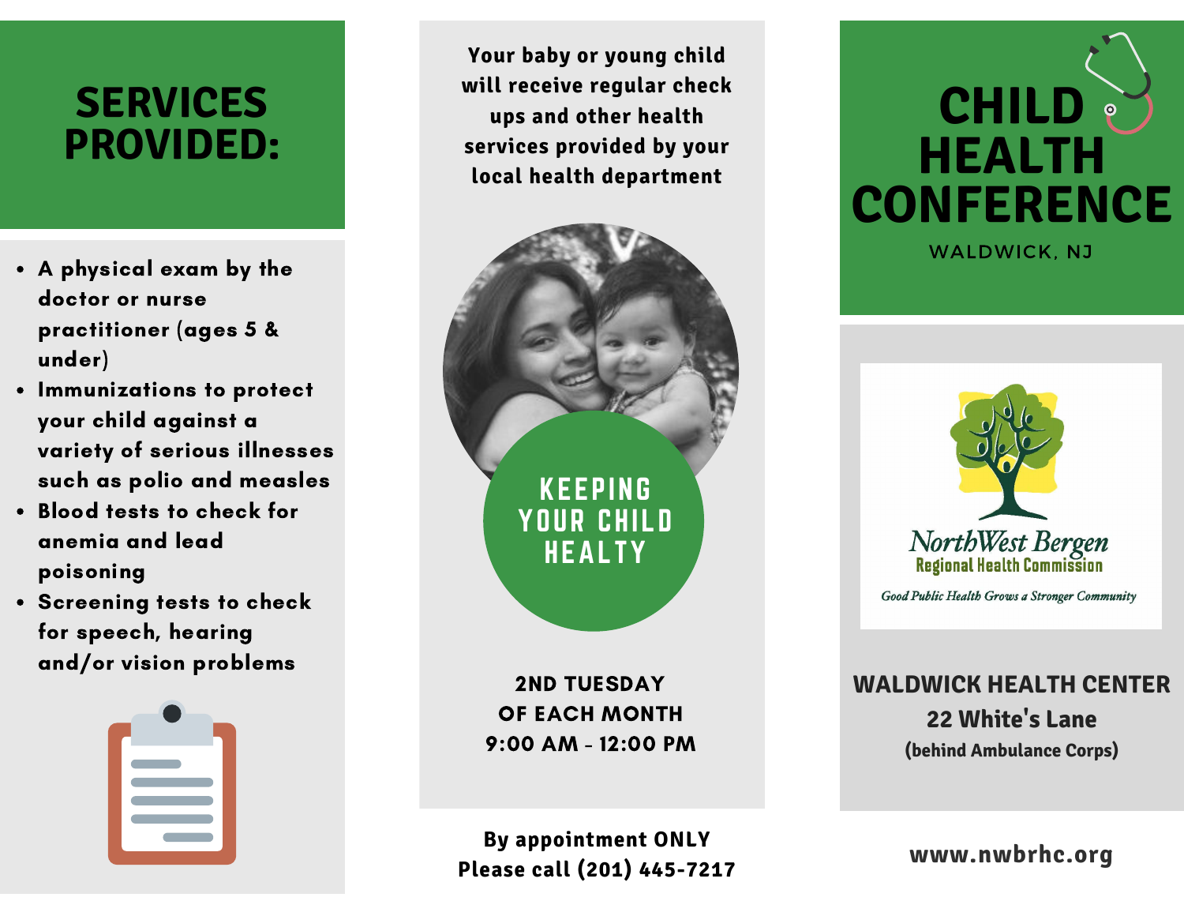# SERVICES PROVIDED:

- A physical exam by the doctor or nurse practitioner (ages 5 & under)
- Immunizations to protect your child against a variety of serious illnesses such as polio and measles
- Blood tests to check for anemia and lead poisoning
- Screening tests to check for speech, hearing and/or vision problems

Your baby or young child will receive regular check ups and other health services provided by your local health department

**KEEPING YOUR CHILD HEALTY**

**2ND TUESDAY OF EACH MONTH**
**9:00 AM - 12:00 PM**

**By appointment ONLY**
**Please call (201) 445-7217**

# CHILD HEALTH CONFERENCE

WALDWICK, NJ

NorthWest Bergen
Regional Health Commission
*Good Public Health Grows a Stronger Community*

**WALDWICK HEALTH CENTER**
**22 White's Lane**
**(behind Ambulance Corps)**

**www.nwbrhc.org**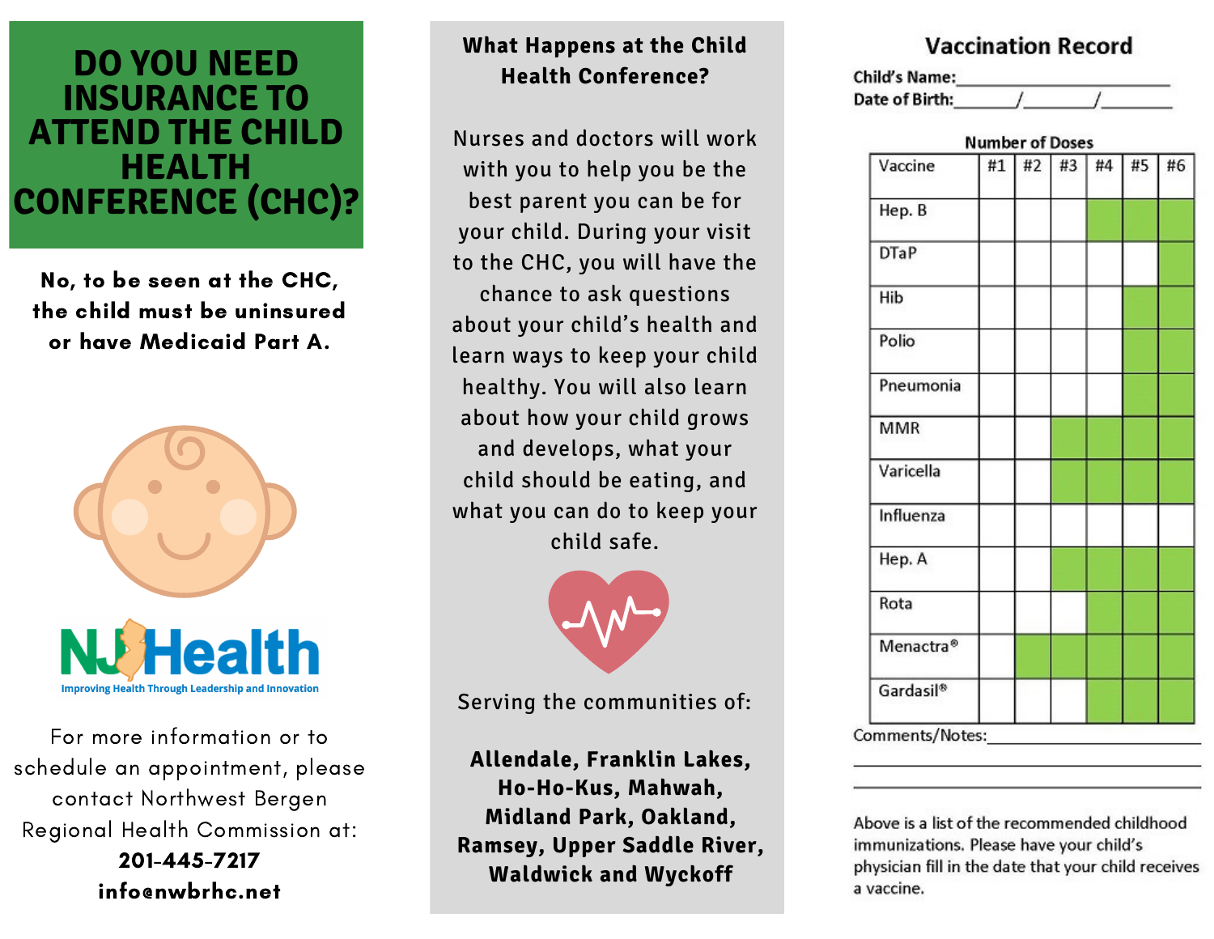# DO YOU NEED INSURANCE TO ATTEND THE CHILD HEALTH CONFERENCE (CHC)?

**No, to be seen at the CHC, the child must be uninsured or have Medicaid Part A.**

NJ Health

Improving Health Through Leadership and Innovation

For more information or to schedule an appointment, please contact Northwest Bergen Regional Health Commission at:

**201-445-7217**

**info@nwbrhc.net**

## What Happens at the Child Health Conference?

Nurses and doctors will work with you to help you be the best parent you can be for your child. During your visit to the CHC, you will have the chance to ask questions about your child's health and learn ways to keep your child healthy. You will also learn about how your child grows and develops, what your child should be eating, and what you can do to keep your child safe.

Serving the communities of:

**Allendale, Franklin Lakes, Ho-Ho-Kus, Mahwah, Midland Park, Oakland, Ramsey, Upper Saddle River, Waldwick and Wyckoff**

## Vaccination Record

Child's Name:\_\_\_\_\_\_\_\_\_\_\_\_\_\_\_\_\_\_\_\_\_\_\_\_

Date of Birth:\_\_\_\_\_\_/\_\_\_\_\_\_/\_\_\_\_\_\_

Number of Doses

| Vaccine | #1 | #2 | #3 | #4 | #5 | #6 |
|---|---|---|---|---|---|---|
| Hep. B | | | | | | |
| DTaP | | | | | | |
| Hib | | | | | | |
| Polio | | | | | | |
| Pneumonia | | | | | | |
| MMR | | | | | | |
| Varicella | | | | | | |
| Influenza | | | | | | |
| Hep. A | | | | | | |
| Rota | | | | | | |
| Menactra® | | | | | | |
| Gardasil® | | | | | | |

Comments/Notes:\_\_\_\_\_\_\_\_\_\_\_\_\_\_\_\_\_\_\_\_\_\_\_\_

Above is a list of the recommended childhood immunizations. Please have your child's physician fill in the date that your child receives a vaccine.